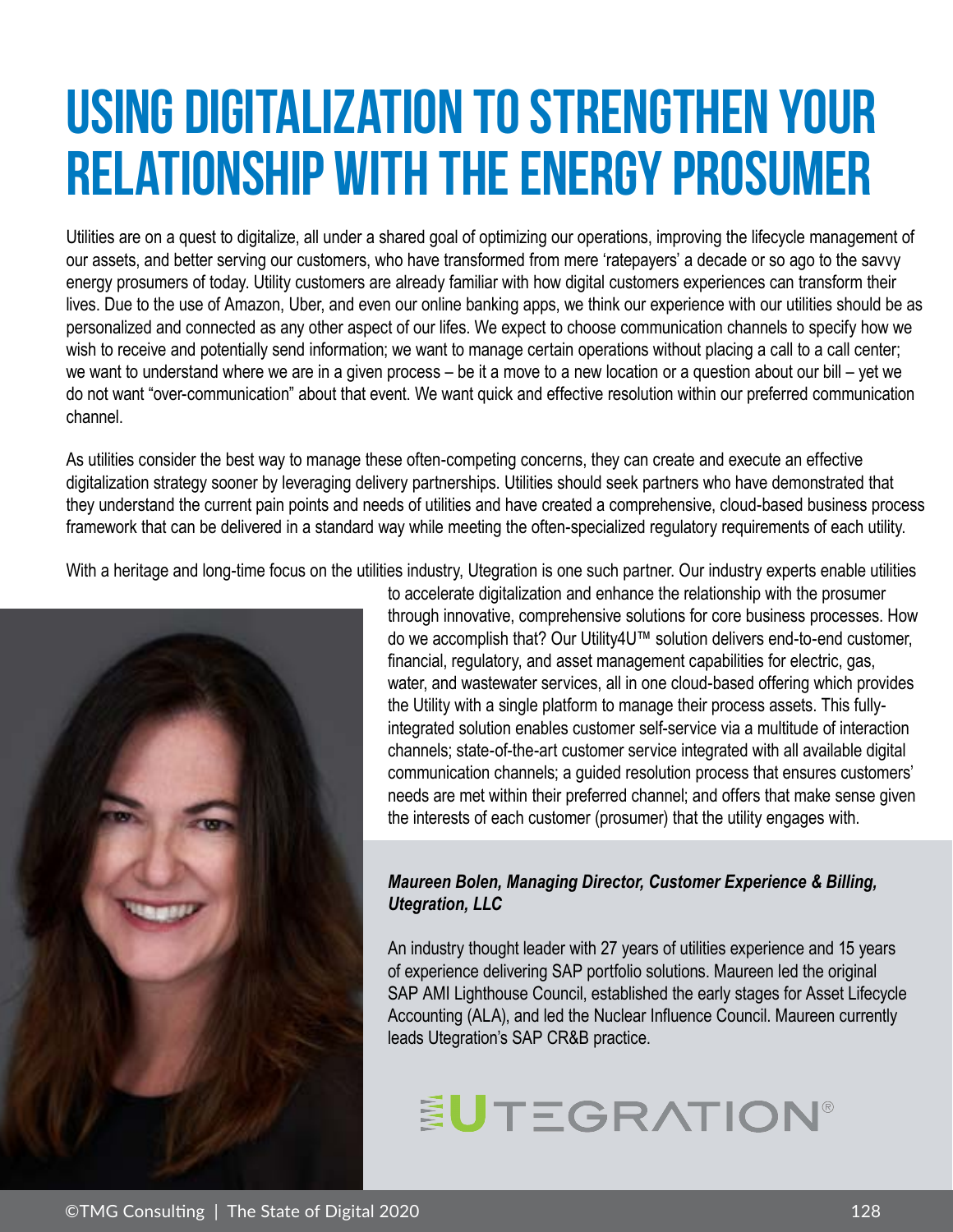# USING DIGITALIZATION TO STRENGTHEN YOUR RELATIONSHIP WITH THE ENERGY PROSUMER

Utilities are on a quest to digitalize, all under a shared goal of optimizing our operations, improving the lifecycle management of our assets, and better serving our customers, who have transformed from mere 'ratepayers' a decade or so ago to the savvy energy prosumers of today. Utility customers are already familiar with how digital customers experiences can transform their lives. Due to the use of Amazon, Uber, and even our online banking apps, we think our experience with our utilities should be as personalized and connected as any other aspect of our lifes. We expect to choose communication channels to specify how we wish to receive and potentially send information; we want to manage certain operations without placing a call to a call center; we want to understand where we are in a given process – be it a move to a new location or a question about our bill – yet we do not want "over-communication" about that event. We want quick and effective resolution within our preferred communication channel.

As utilities consider the best way to manage these often-competing concerns, they can create and execute an effective digitalization strategy sooner by leveraging delivery partnerships. Utilities should seek partners who have demonstrated that they understand the current pain points and needs of utilities and have created a comprehensive, cloud-based business process framework that can be delivered in a standard way while meeting the often-specialized regulatory requirements of each utility.

With a heritage and long-time focus on the utilities industry, Utegration is one such partner. Our industry experts enable utilities to accelerate digitalization and enhance the relationship with the prosumer through innovative, comprehensive solutions for core business processes. How do we accomplish that? Our Utility4U™ solution delivers end-to-end customer, financial, regulatory, and asset management capabilities for electric, gas, water, and wastewater services, all in one cloud-based offering which provides the Utility with a single platform to manage their process assets. This fully-integrated solution enables customer self-service via a multitude of interaction channels; state-of-the-art customer service integrated with all available digital communication channels; a guided resolution process that ensures customers' needs are met within their preferred channel; and offers that make sense given the interests of each customer (prosumer) that the utility engages with.

***Maureen Bolen, Managing Director, Customer Experience & Billing, Utegration, LLC***

An industry thought leader with 27 years of utilities experience and 15 years of experience delivering SAP portfolio solutions. Maureen led the original SAP AMI Lighthouse Council, established the early stages for Asset Lifecycle Accounting (ALA), and led the Nuclear Influence Council. Maureen currently leads Utegration's SAP CR&B practice.

UTEGRATION®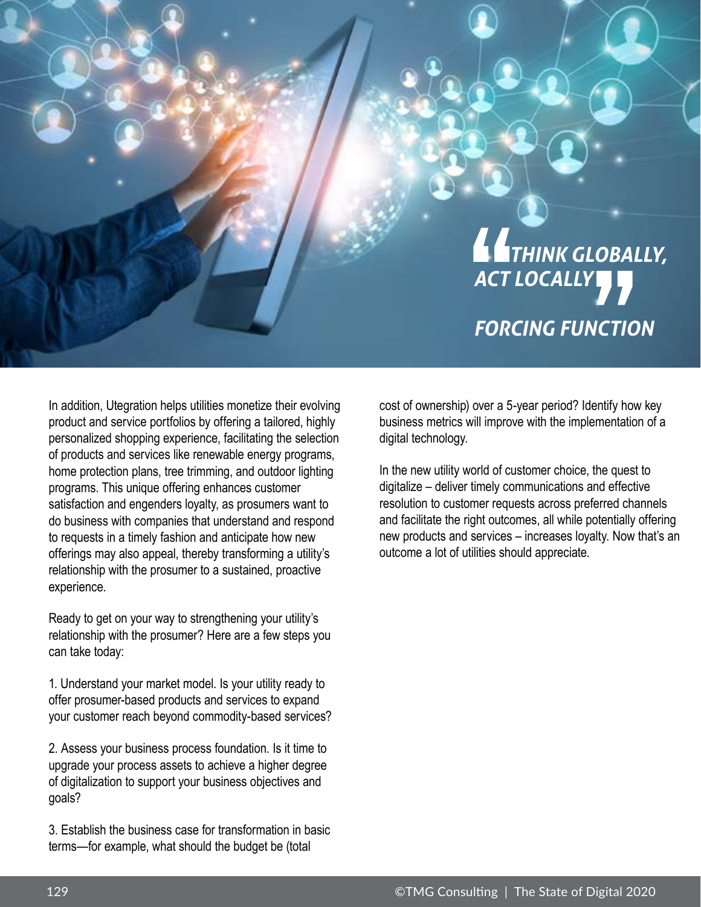*"THINK GLOBALLY, ACT LOCALLY"*

***FORCING FUNCTION***

In addition, Utegration helps utilities monetize their evolving product and service portfolios by offering a tailored, highly personalized shopping experience, facilitating the selection of products and services like renewable energy programs, home protection plans, tree trimming, and outdoor lighting programs. This unique offering enhances customer satisfaction and engenders loyalty, as prosumers want to do business with companies that understand and respond to requests in a timely fashion and anticipate how new offerings may also appeal, thereby transforming a utility's relationship with the prosumer to a sustained, proactive experience.

Ready to get on your way to strengthening your utility's relationship with the prosumer? Here are a few steps you can take today:

1. Understand your market model. Is your utility ready to offer prosumer-based products and services to expand your customer reach beyond commodity-based services?

2. Assess your business process foundation. Is it time to upgrade your process assets to achieve a higher degree of digitalization to support your business objectives and goals?

3. Establish the business case for transformation in basic terms—for example, what should the budget be (total cost of ownership) over a 5-year period? Identify how key business metrics will improve with the implementation of a digital technology.

In the new utility world of customer choice, the quest to digitalize – deliver timely communications and effective resolution to customer requests across preferred channels and facilitate the right outcomes, all while potentially offering new products and services – increases loyalty. Now that's an outcome a lot of utilities should appreciate.